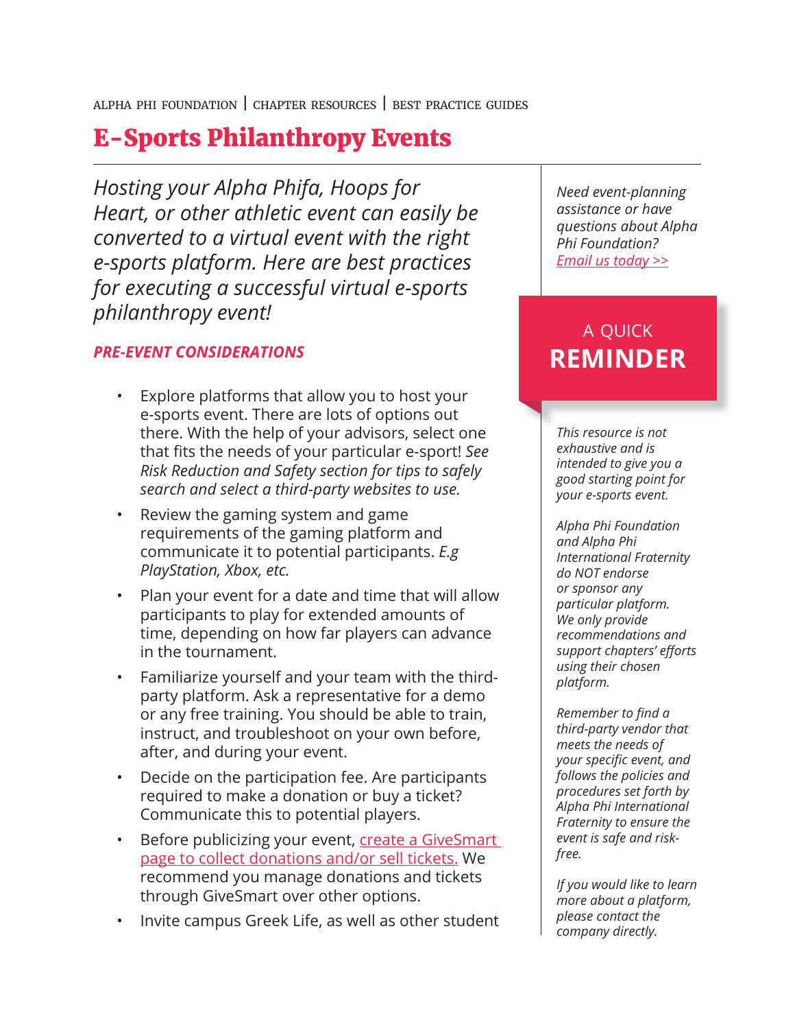ALPHA PHI FOUNDATION | CHAPTER RESOURCES | BEST PRACTICE GUIDES

# E-Sports Philanthropy Events

*Hosting your Alpha Phifa, Hoops for Heart, or other athletic event can easily be converted to a virtual event with the right e-sports platform. Here are best practices for executing a successful virtual e-sports philanthropy event!*

## *PRE-EVENT CONSIDERATIONS*

- Explore platforms that allow you to host your e-sports event. There are lots of options out there. With the help of your advisors, select one that fits the needs of your particular e-sport! *See Risk Reduction and Safety section for tips to safely search and select a third-party websites to use.*
- Review the gaming system and game requirements of the gaming platform and communicate it to potential participants. *E.g PlayStation, Xbox, etc.*
- Plan your event for a date and time that will allow participants to play for extended amounts of time, depending on how far players can advance in the tournament.
- Familiarize yourself and your team with the third-party platform. Ask a representative for a demo or any free training. You should be able to train, instruct, and troubleshoot on your own before, after, and during your event.
- Decide on the participation fee. Are participants required to make a donation or buy a ticket? Communicate this to potential players.
- Before publicizing your event, create a GiveSmart page to collect donations and/or sell tickets. We recommend you manage donations and tickets through GiveSmart over other options.
- Invite campus Greek Life, as well as other student

*Need event-planning assistance or have questions about Alpha Phi Foundation? Email us today >>*

**A QUICK REMINDER**

*This resource is not exhaustive and is intended to give you a good starting point for your e-sports event.*

*Alpha Phi Foundation and Alpha Phi International Fraternity do NOT endorse or sponsor any particular platform. We only provide recommendations and support chapters' efforts using their chosen platform.*

*Remember to find a third-party vendor that meets the needs of your specific event, and follows the policies and procedures set forth by Alpha Phi International Fraternity to ensure the event is safe and risk-free.*

*If you would like to learn more about a platform, please contact the company directly.*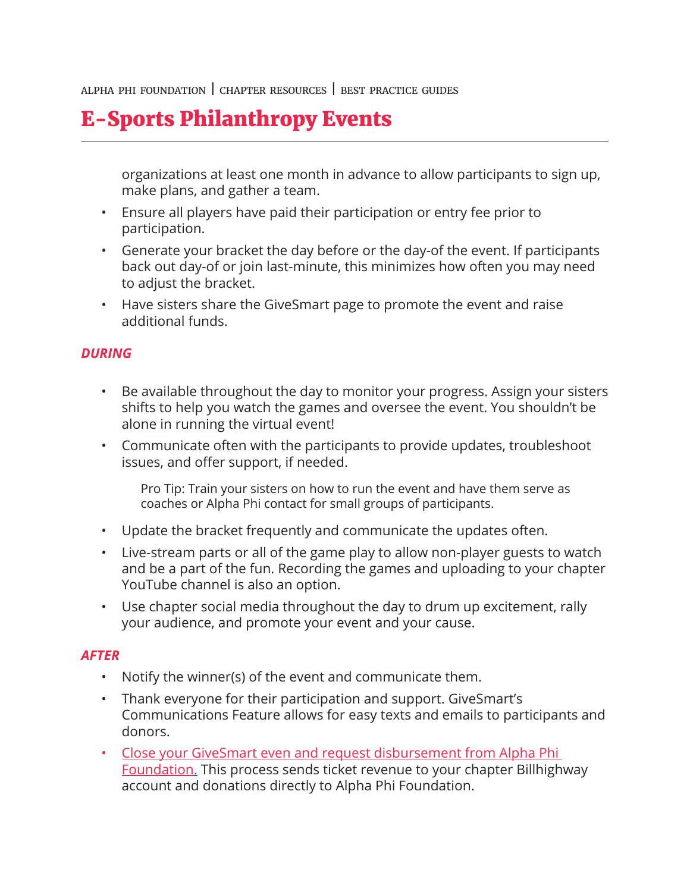organizations at least one month in advance to allow participants to sign up, make plans, and gather a team.

- Ensure all players have paid their participation or entry fee prior to participation.
- Generate your bracket the day before or the day-of the event. If participants back out day-of or join last-minute, this minimizes how often you may need to adjust the bracket.
- Have sisters share the GiveSmart page to promote the event and raise additional funds.

***DURING***

- Be available throughout the day to monitor your progress. Assign your sisters shifts to help you watch the games and oversee the event. You shouldn't be alone in running the virtual event!
- Communicate often with the participants to provide updates, troubleshoot issues, and offer support, if needed.

  Pro Tip: Train your sisters on how to run the event and have them serve as coaches or Alpha Phi contact for small groups of participants.

- Update the bracket frequently and communicate the updates often.
- Live-stream parts or all of the game play to allow non-player guests to watch and be a part of the fun. Recording the games and uploading to your chapter YouTube channel is also an option.
- Use chapter social media throughout the day to drum up excitement, rally your audience, and promote your event and your cause.

***AFTER***

- Notify the winner(s) of the event and communicate them.
- Thank everyone for their participation and support. GiveSmart's Communications Feature allows for easy texts and emails to participants and donors.
- Close your GiveSmart even and request disbursement from Alpha Phi Foundation. This process sends ticket revenue to your chapter Billhighway account and donations directly to Alpha Phi Foundation.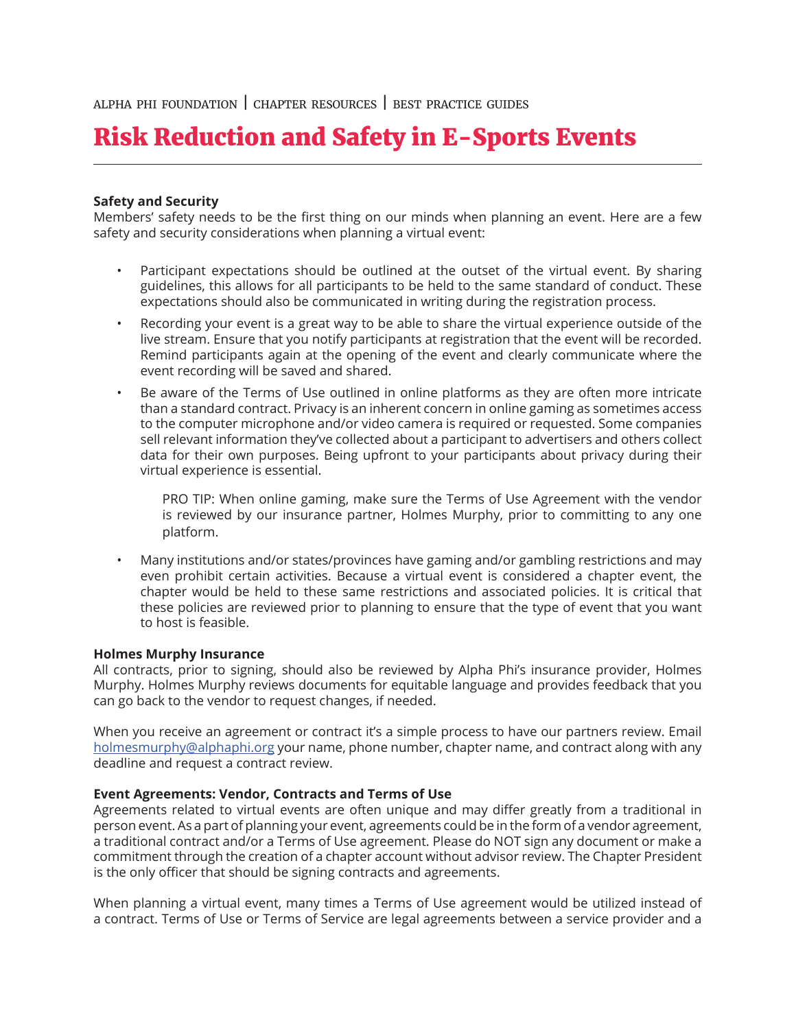ALPHA PHI FOUNDATION | CHAPTER RESOURCES | BEST PRACTICE GUIDES

# Risk Reduction and Safety in E-Sports Events

**Safety and Security**

Members' safety needs to be the first thing on our minds when planning an event. Here are a few safety and security considerations when planning a virtual event:

- Participant expectations should be outlined at the outset of the virtual event. By sharing guidelines, this allows for all participants to be held to the same standard of conduct. These expectations should also be communicated in writing during the registration process.
- Recording your event is a great way to be able to share the virtual experience outside of the live stream. Ensure that you notify participants at registration that the event will be recorded. Remind participants again at the opening of the event and clearly communicate where the event recording will be saved and shared.
- Be aware of the Terms of Use outlined in online platforms as they are often more intricate than a standard contract. Privacy is an inherent concern in online gaming as sometimes access to the computer microphone and/or video camera is required or requested. Some companies sell relevant information they've collected about a participant to advertisers and others collect data for their own purposes. Being upfront to your participants about privacy during their virtual experience is essential.

  PRO TIP: When online gaming, make sure the Terms of Use Agreement with the vendor is reviewed by our insurance partner, Holmes Murphy, prior to committing to any one platform.

- Many institutions and/or states/provinces have gaming and/or gambling restrictions and may even prohibit certain activities. Because a virtual event is considered a chapter event, the chapter would be held to these same restrictions and associated policies. It is critical that these policies are reviewed prior to planning to ensure that the type of event that you want to host is feasible.

**Holmes Murphy Insurance**

All contracts, prior to signing, should also be reviewed by Alpha Phi's insurance provider, Holmes Murphy. Holmes Murphy reviews documents for equitable language and provides feedback that you can go back to the vendor to request changes, if needed.

When you receive an agreement or contract it's a simple process to have our partners review. Email holmesmurphy@alphaphi.org your name, phone number, chapter name, and contract along with any deadline and request a contract review.

**Event Agreements: Vendor, Contracts and Terms of Use**

Agreements related to virtual events are often unique and may differ greatly from a traditional in person event. As a part of planning your event, agreements could be in the form of a vendor agreement, a traditional contract and/or a Terms of Use agreement. Please do NOT sign any document or make a commitment through the creation of a chapter account without advisor review. The Chapter President is the only officer that should be signing contracts and agreements.

When planning a virtual event, many times a Terms of Use agreement would be utilized instead of a contract. Terms of Use or Terms of Service are legal agreements between a service provider and a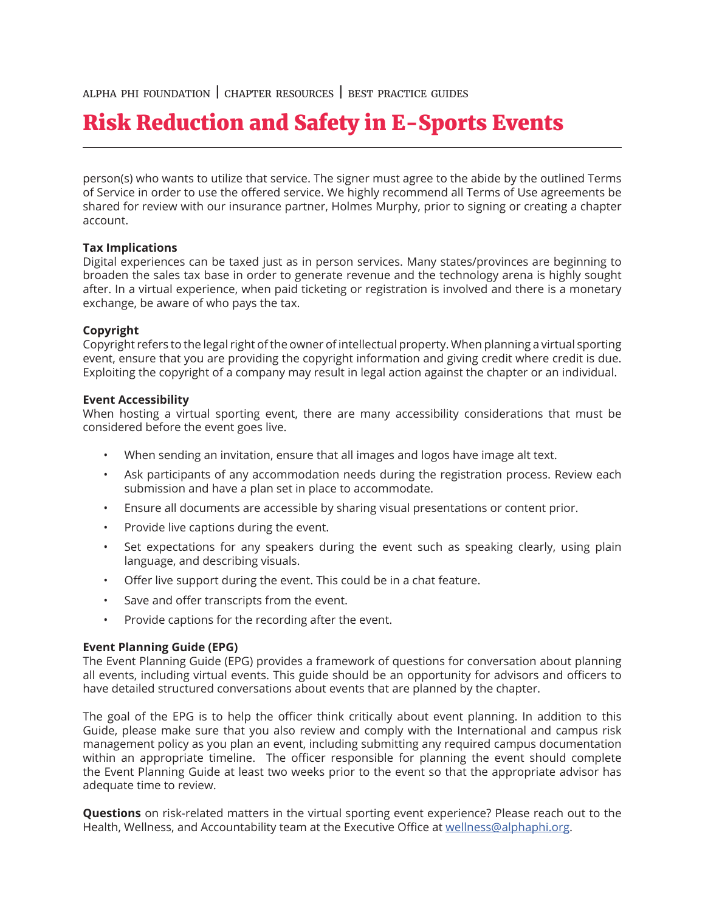person(s) who wants to utilize that service. The signer must agree to the abide by the outlined Terms of Service in order to use the offered service. We highly recommend all Terms of Use agreements be shared for review with our insurance partner, Holmes Murphy, prior to signing or creating a chapter account.

**Tax Implications**

Digital experiences can be taxed just as in person services. Many states/provinces are beginning to broaden the sales tax base in order to generate revenue and the technology arena is highly sought after. In a virtual experience, when paid ticketing or registration is involved and there is a monetary exchange, be aware of who pays the tax.

**Copyright**

Copyright refers to the legal right of the owner of intellectual property. When planning a virtual sporting event, ensure that you are providing the copyright information and giving credit where credit is due. Exploiting the copyright of a company may result in legal action against the chapter or an individual.

**Event Accessibility**

When hosting a virtual sporting event, there are many accessibility considerations that must be considered before the event goes live.

- When sending an invitation, ensure that all images and logos have image alt text.
- Ask participants of any accommodation needs during the registration process. Review each submission and have a plan set in place to accommodate.
- Ensure all documents are accessible by sharing visual presentations or content prior.
- Provide live captions during the event.
- Set expectations for any speakers during the event such as speaking clearly, using plain language, and describing visuals.
- Offer live support during the event. This could be in a chat feature.
- Save and offer transcripts from the event.
- Provide captions for the recording after the event.

**Event Planning Guide (EPG)**

The Event Planning Guide (EPG) provides a framework of questions for conversation about planning all events, including virtual events. This guide should be an opportunity for advisors and officers to have detailed structured conversations about events that are planned by the chapter.

The goal of the EPG is to help the officer think critically about event planning. In addition to this Guide, please make sure that you also review and comply with the International and campus risk management policy as you plan an event, including submitting any required campus documentation within an appropriate timeline. The officer responsible for planning the event should complete the Event Planning Guide at least two weeks prior to the event so that the appropriate advisor has adequate time to review.

**Questions** on risk-related matters in the virtual sporting event experience? Please reach out to the Health, Wellness, and Accountability team at the Executive Office at wellness@alphaphi.org.